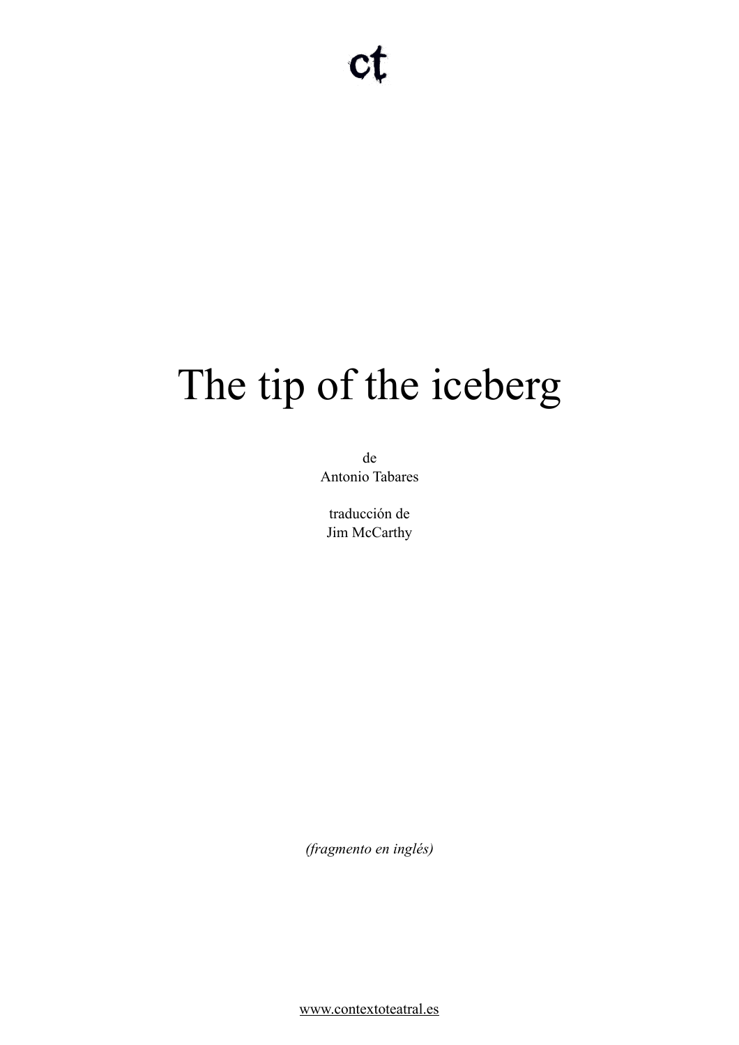ct

# The tip of the iceberg

de
Antonio Tabares

traducción de
Jim McCarthy

*(fragmento en inglés)*

www.contextoteatral.es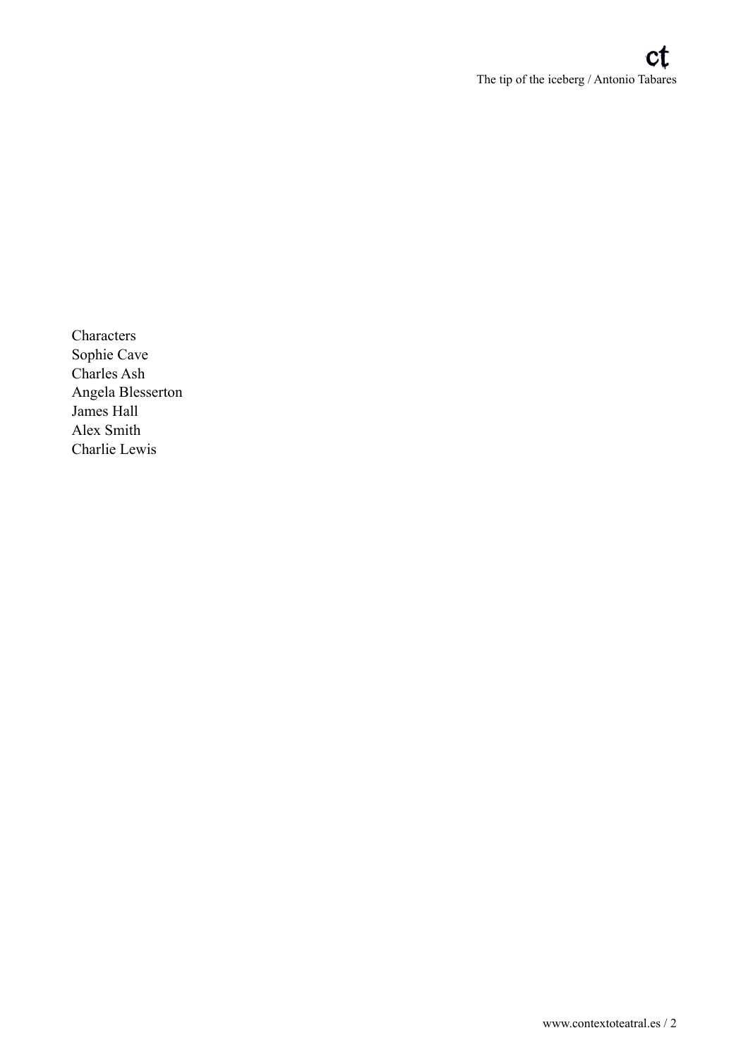Characters
Sophie Cave
Charles Ash
Angela Blesserton
James Hall
Alex Smith
Charlie Lewis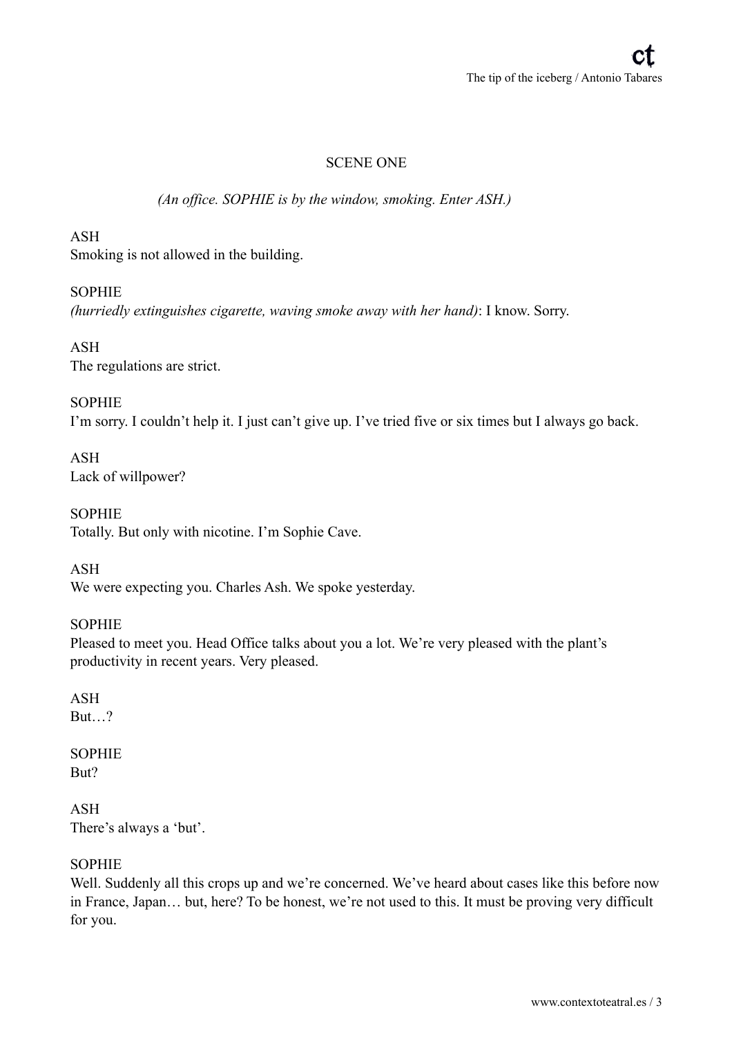## SCENE ONE

*(An office. SOPHIE is by the window, smoking. Enter ASH.)*

ASH
Smoking is not allowed in the building.

SOPHIE
*(hurriedly extinguishes cigarette, waving smoke away with her hand)*: I know. Sorry.

ASH
The regulations are strict.

SOPHIE
I'm sorry. I couldn't help it. I just can't give up. I've tried five or six times but I always go back.

ASH
Lack of willpower?

SOPHIE
Totally. But only with nicotine. I'm Sophie Cave.

ASH
We were expecting you. Charles Ash. We spoke yesterday.

SOPHIE
Pleased to meet you. Head Office talks about you a lot. We're very pleased with the plant's productivity in recent years. Very pleased.

ASH
But…?

SOPHIE
But?

ASH
There's always a 'but'.

SOPHIE
Well. Suddenly all this crops up and we're concerned. We've heard about cases like this before now in France, Japan… but, here? To be honest, we're not used to this. It must be proving very difficult for you.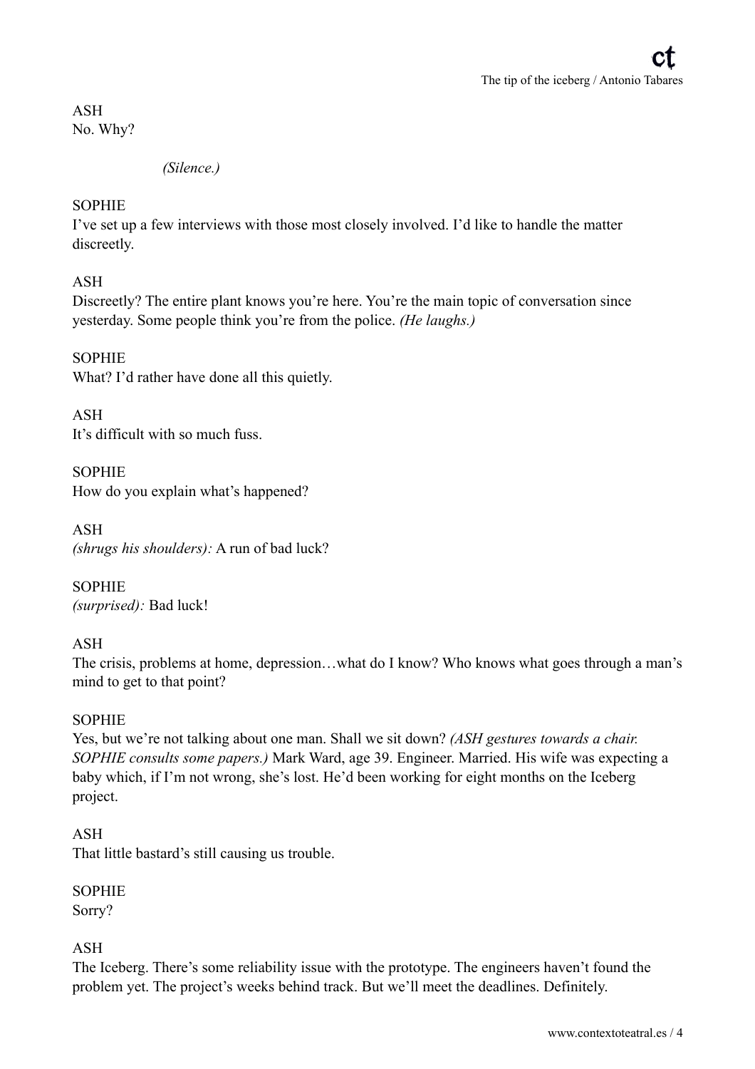ASH
No. Why?

*(Silence.)*

SOPHIE
I've set up a few interviews with those most closely involved. I'd like to handle the matter discreetly.

ASH
Discreetly? The entire plant knows you're here. You're the main topic of conversation since yesterday. Some people think you're from the police. *(He laughs.)*

SOPHIE
What? I'd rather have done all this quietly.

ASH
It's difficult with so much fuss.

SOPHIE
How do you explain what's happened?

ASH
*(shrugs his shoulders):* A run of bad luck?

SOPHIE
*(surprised):* Bad luck!

ASH
The crisis, problems at home, depression…what do I know? Who knows what goes through a man's mind to get to that point?

SOPHIE
Yes, but we're not talking about one man. Shall we sit down? *(ASH gestures towards a chair. SOPHIE consults some papers.)* Mark Ward, age 39. Engineer. Married. His wife was expecting a baby which, if I'm not wrong, she's lost. He'd been working for eight months on the Iceberg project.

ASH
That little bastard's still causing us trouble.

SOPHIE
Sorry?

ASH
The Iceberg. There's some reliability issue with the prototype. The engineers haven't found the problem yet. The project's weeks behind track. But we'll meet the deadlines. Definitely.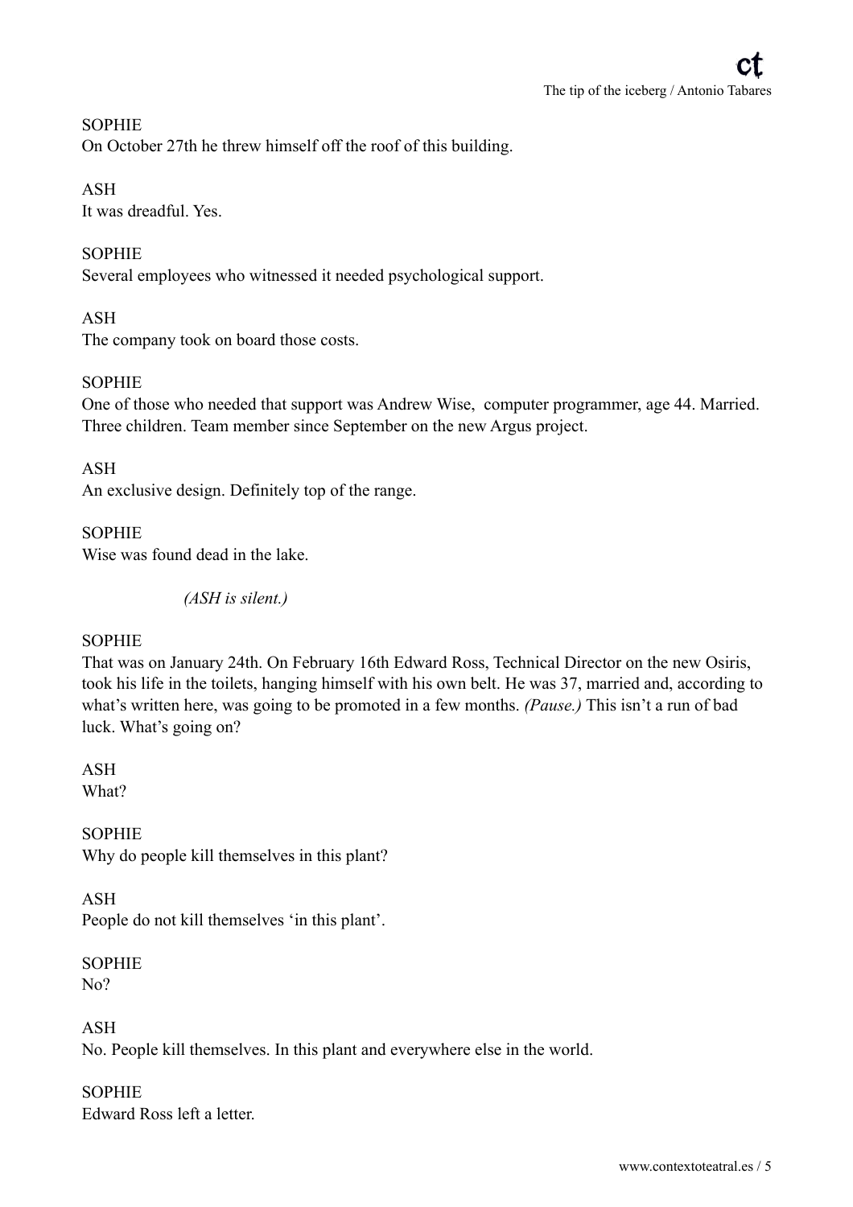SOPHIE
On October 27th he threw himself off the roof of this building.

ASH
It was dreadful. Yes.

SOPHIE
Several employees who witnessed it needed psychological support.

ASH
The company took on board those costs.

SOPHIE
One of those who needed that support was Andrew Wise, computer programmer, age 44. Married. Three children. Team member since September on the new Argus project.

ASH
An exclusive design. Definitely top of the range.

SOPHIE
Wise was found dead in the lake.

*(ASH is silent.)*

SOPHIE
That was on January 24th. On February 16th Edward Ross, Technical Director on the new Osiris, took his life in the toilets, hanging himself with his own belt. He was 37, married and, according to what's written here, was going to be promoted in a few months. *(Pause.)* This isn't a run of bad luck. What's going on?

ASH
What?

SOPHIE
Why do people kill themselves in this plant?

ASH
People do not kill themselves 'in this plant'.

SOPHIE
No?

ASH
No. People kill themselves. In this plant and everywhere else in the world.

SOPHIE
Edward Ross left a letter.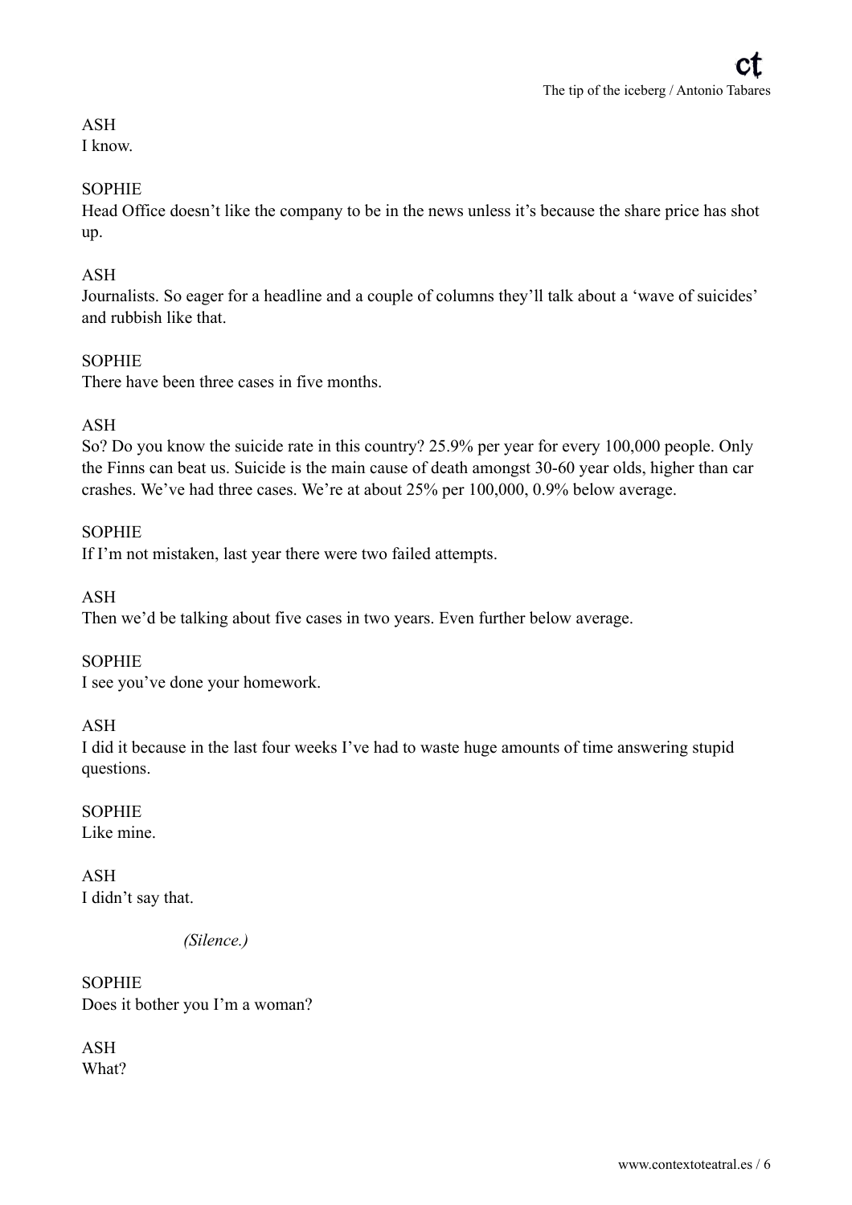ASH
I know.

SOPHIE
Head Office doesn't like the company to be in the news unless it's because the share price has shot up.

ASH
Journalists. So eager for a headline and a couple of columns they'll talk about a 'wave of suicides' and rubbish like that.

SOPHIE
There have been three cases in five months.

ASH
So? Do you know the suicide rate in this country? 25.9% per year for every 100,000 people. Only the Finns can beat us. Suicide is the main cause of death amongst 30-60 year olds, higher than car crashes. We've had three cases. We're at about 25% per 100,000, 0.9% below average.

SOPHIE
If I'm not mistaken, last year there were two failed attempts.

ASH
Then we'd be talking about five cases in two years. Even further below average.

SOPHIE
I see you've done your homework.

ASH
I did it because in the last four weeks I've had to waste huge amounts of time answering stupid questions.

SOPHIE
Like mine.

ASH
I didn't say that.

*(Silence.)*

SOPHIE
Does it bother you I'm a woman?

ASH
What?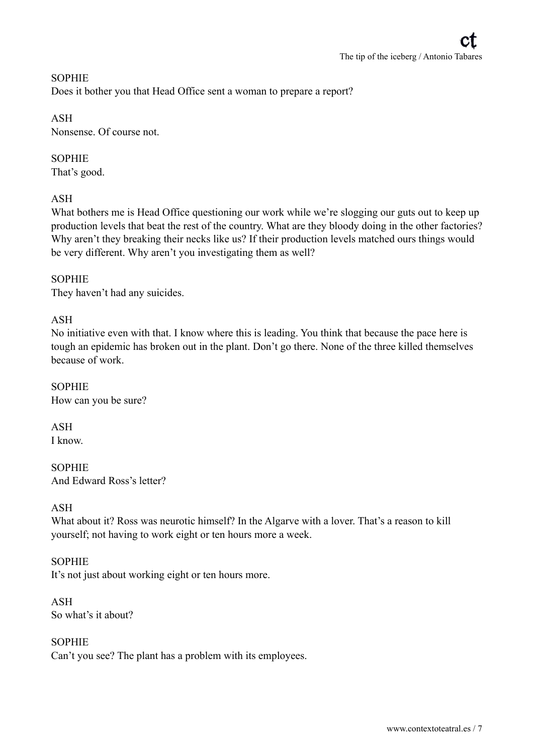SOPHIE
Does it bother you that Head Office sent a woman to prepare a report?

ASH
Nonsense. Of course not.

SOPHIE
That's good.

ASH
What bothers me is Head Office questioning our work while we're slogging our guts out to keep up production levels that beat the rest of the country. What are they bloody doing in the other factories? Why aren't they breaking their necks like us? If their production levels matched ours things would be very different. Why aren't you investigating them as well?

SOPHIE
They haven't had any suicides.

ASH
No initiative even with that. I know where this is leading. You think that because the pace here is tough an epidemic has broken out in the plant. Don't go there. None of the three killed themselves because of work.

SOPHIE
How can you be sure?

ASH
I know.

SOPHIE
And Edward Ross's letter?

ASH
What about it? Ross was neurotic himself? In the Algarve with a lover. That's a reason to kill yourself; not having to work eight or ten hours more a week.

SOPHIE
It's not just about working eight or ten hours more.

ASH
So what's it about?

SOPHIE
Can't you see? The plant has a problem with its employees.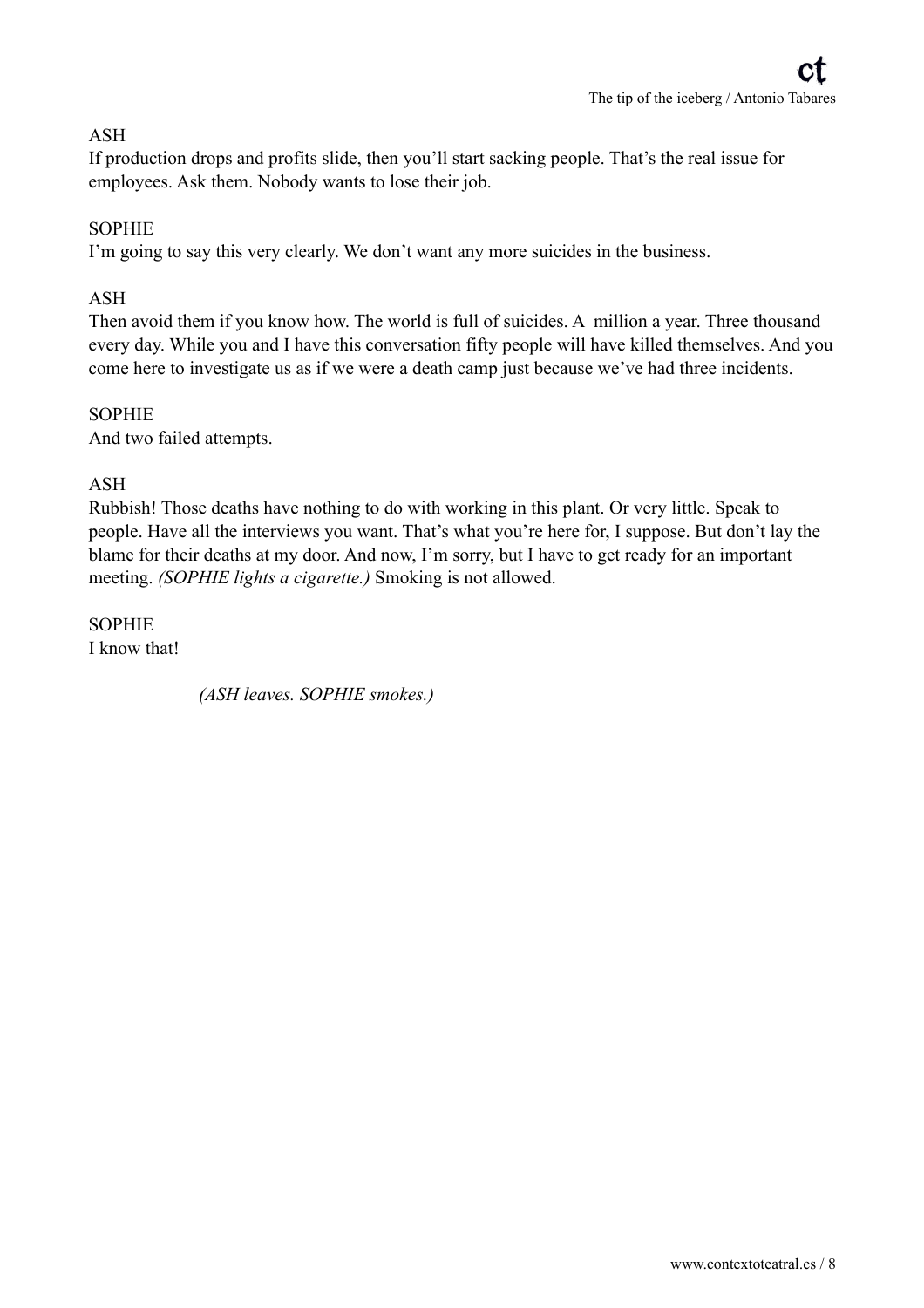ASH
If production drops and profits slide, then you'll start sacking people. That's the real issue for employees. Ask them. Nobody wants to lose their job.

SOPHIE
I'm going to say this very clearly. We don't want any more suicides in the business.

ASH
Then avoid them if you know how. The world is full of suicides. A million a year. Three thousand every day. While you and I have this conversation fifty people will have killed themselves. And you come here to investigate us as if we were a death camp just because we've had three incidents.

SOPHIE
And two failed attempts.

ASH
Rubbish! Those deaths have nothing to do with working in this plant. Or very little. Speak to people. Have all the interviews you want. That's what you're here for, I suppose. But don't lay the blame for their deaths at my door. And now, I'm sorry, but I have to get ready for an important meeting. *(SOPHIE lights a cigarette.)* Smoking is not allowed.

SOPHIE
I know that!

*(ASH leaves. SOPHIE smokes.)*